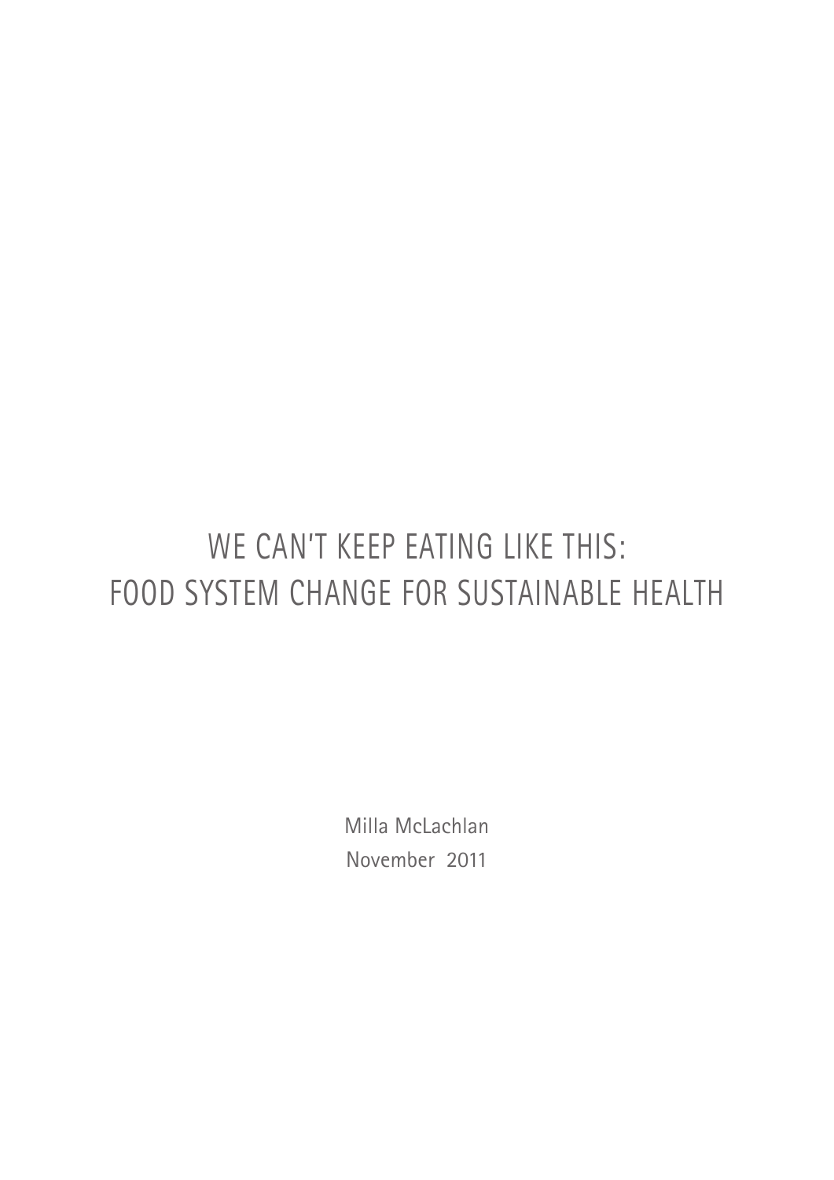# WE CAN'T KEEP EATING LIKE THIS: FOOD SYSTEM CHANGE FOR SUSTAINABLE HEALTH

Milla McLachlan

November 2011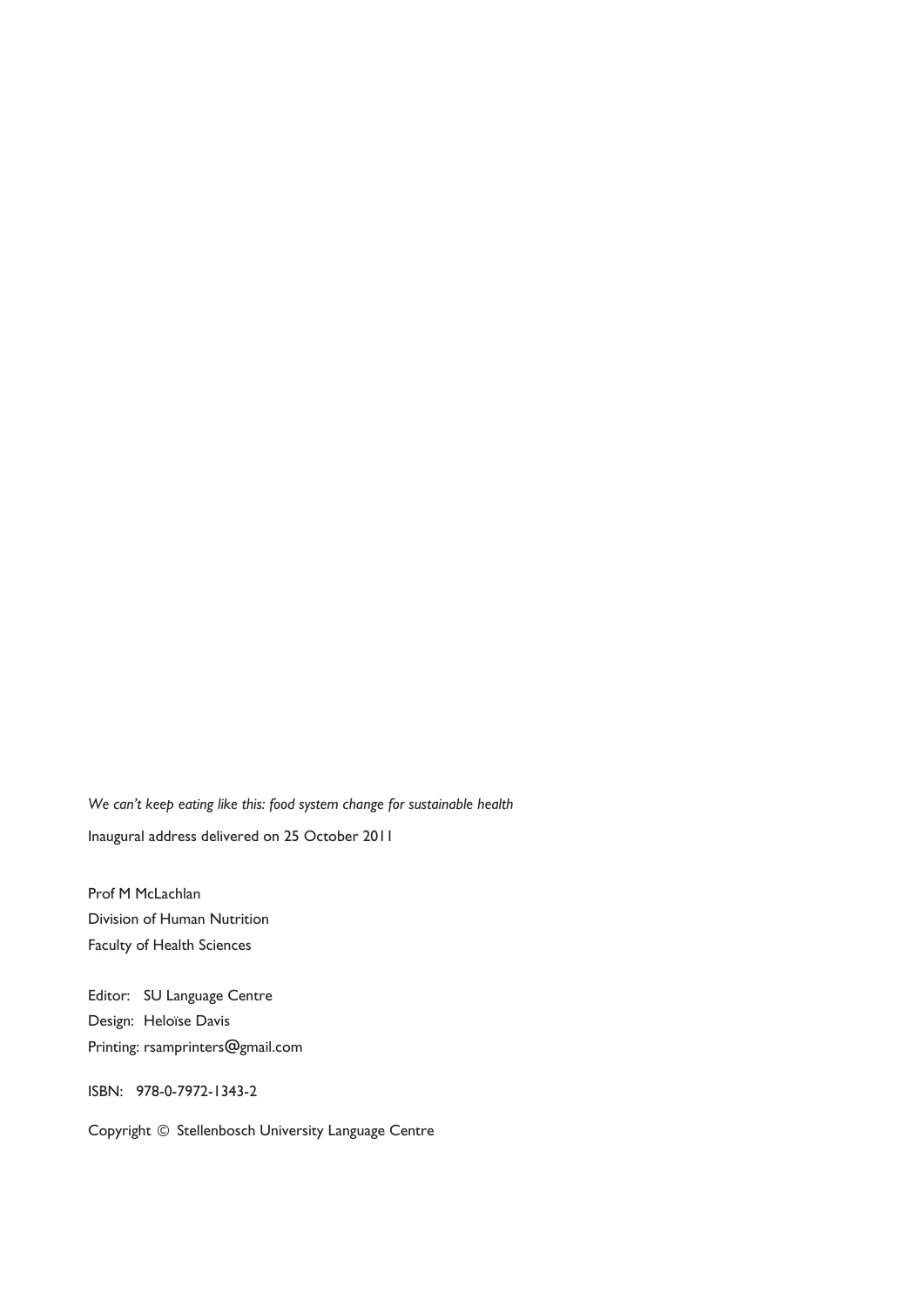*We can't keep eating like this: food system change for sustainable health*

Inaugural address delivered on 25 October 2011

Prof M McLachlan
Division of Human Nutrition
Faculty of Health Sciences

Editor: SU Language Centre
Design: Heloïse Davis
Printing: rsamprinters@gmail.com

ISBN: 978-0-7972-1343-2

Copyright © Stellenbosch University Language Centre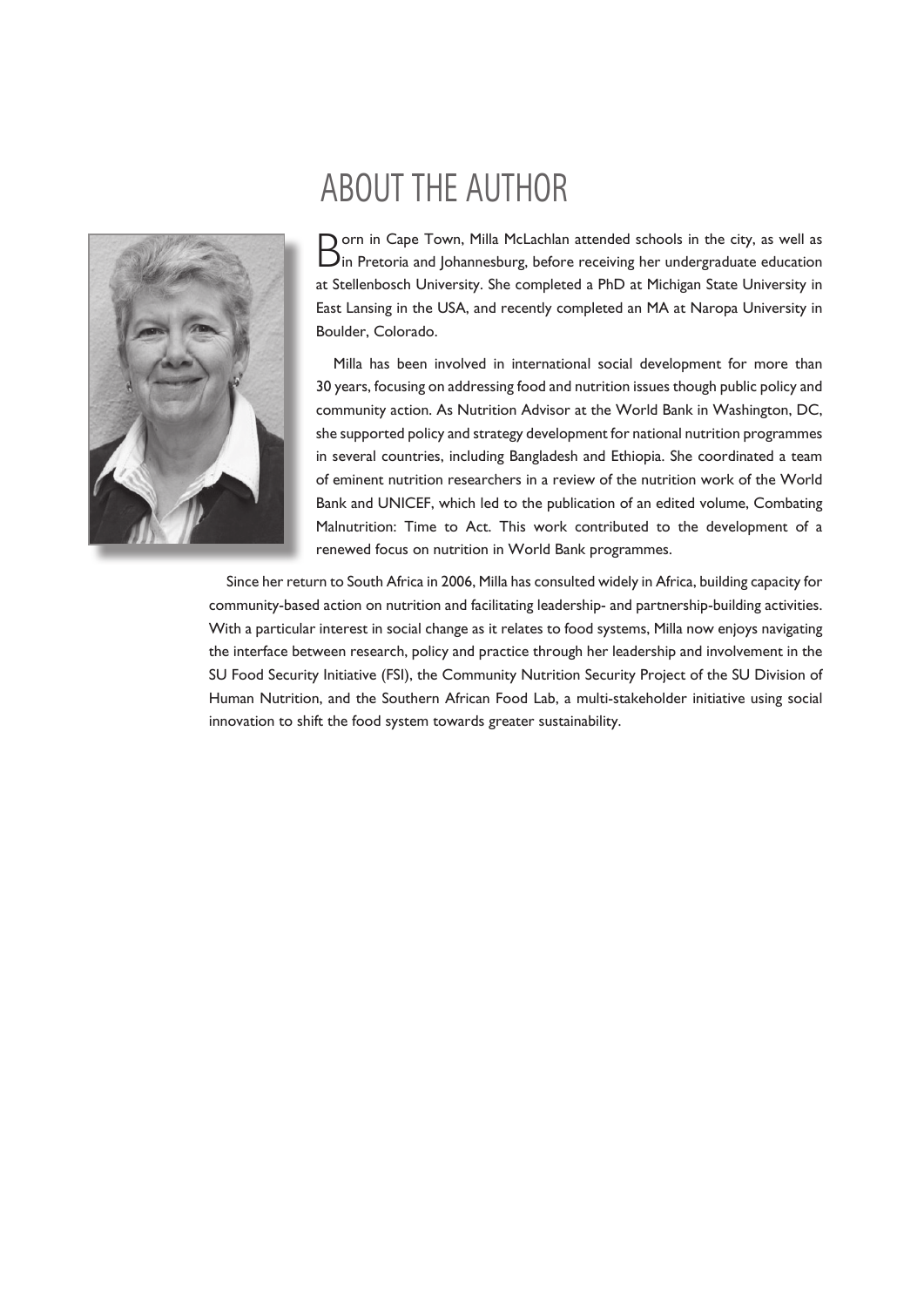# ABOUT THE AUTHOR

Born in Cape Town, Milla McLachlan attended schools in the city, as well as in Pretoria and Johannesburg, before receiving her undergraduate education at Stellenbosch University. She completed a PhD at Michigan State University in East Lansing in the USA, and recently completed an MA at Naropa University in Boulder, Colorado.

Milla has been involved in international social development for more than 30 years, focusing on addressing food and nutrition issues though public policy and community action. As Nutrition Advisor at the World Bank in Washington, DC, she supported policy and strategy development for national nutrition programmes in several countries, including Bangladesh and Ethiopia. She coordinated a team of eminent nutrition researchers in a review of the nutrition work of the World Bank and UNICEF, which led to the publication of an edited volume, Combating Malnutrition: Time to Act. This work contributed to the development of a renewed focus on nutrition in World Bank programmes.

Since her return to South Africa in 2006, Milla has consulted widely in Africa, building capacity for community-based action on nutrition and facilitating leadership- and partnership-building activities. With a particular interest in social change as it relates to food systems, Milla now enjoys navigating the interface between research, policy and practice through her leadership and involvement in the SU Food Security Initiative (FSI), the Community Nutrition Security Project of the SU Division of Human Nutrition, and the Southern African Food Lab, a multi-stakeholder initiative using social innovation to shift the food system towards greater sustainability.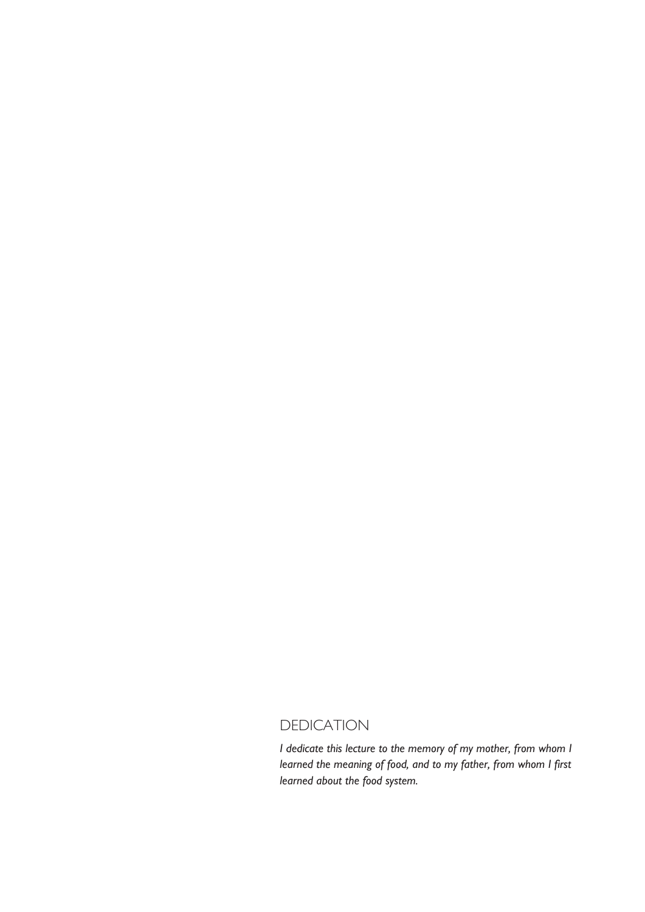## DEDICATION

*I dedicate this lecture to the memory of my mother, from whom I learned the meaning of food, and to my father, from whom I first learned about the food system.*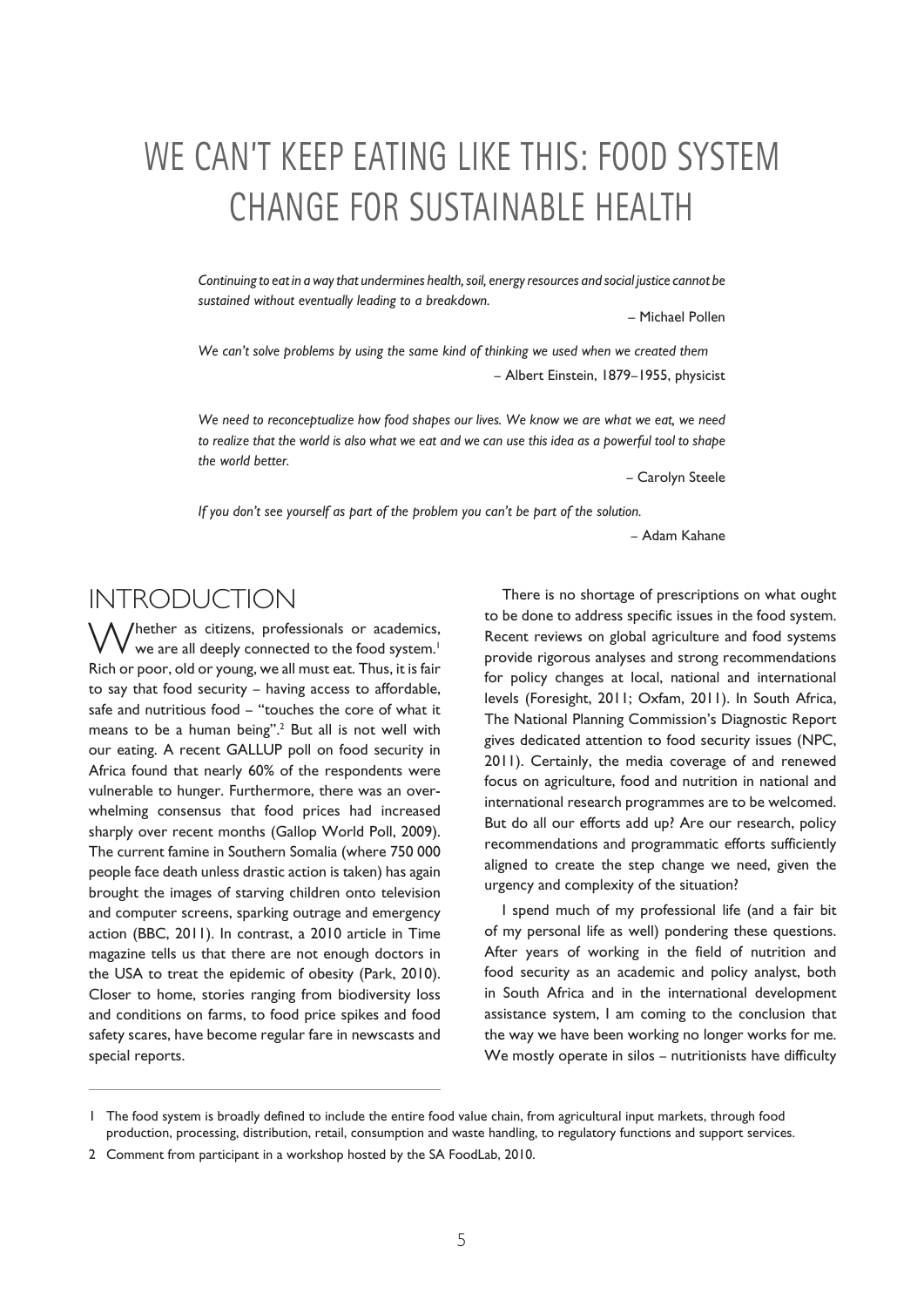# WE CAN'T KEEP EATING LIKE THIS: FOOD SYSTEM CHANGE FOR SUSTAINABLE HEALTH

*Continuing to eat in a way that undermines health, soil, energy resources and social justice cannot be sustained without eventually leading to a breakdown.*

– Michael Pollen

*We can't solve problems by using the same kind of thinking we used when we created them*

– Albert Einstein, 1879–1955, physicist

*We need to reconceptualize how food shapes our lives. We know we are what we eat, we need to realize that the world is also what we eat and we can use this idea as a powerful tool to shape the world better.*

– Carolyn Steele

*If you don't see yourself as part of the problem you can't be part of the solution.*

– Adam Kahane

## INTRODUCTION

Whether as citizens, professionals or academics, we are all deeply connected to the food system.[1] Rich or poor, old or young, we all must eat. Thus, it is fair to say that food security – having access to affordable, safe and nutritious food – "touches the core of what it means to be a human being".[2] But all is not well with our eating. A recent GALLUP poll on food security in Africa found that nearly 60% of the respondents were vulnerable to hunger. Furthermore, there was an overwhelming consensus that food prices had increased sharply over recent months (Gallop World Poll, 2009). The current famine in Southern Somalia (where 750 000 people face death unless drastic action is taken) has again brought the images of starving children onto television and computer screens, sparking outrage and emergency action (BBC, 2011). In contrast, a 2010 article in Time magazine tells us that there are not enough doctors in the USA to treat the epidemic of obesity (Park, 2010). Closer to home, stories ranging from biodiversity loss and conditions on farms, to food price spikes and food safety scares, have become regular fare in newscasts and special reports.

There is no shortage of prescriptions on what ought to be done to address specific issues in the food system. Recent reviews on global agriculture and food systems provide rigorous analyses and strong recommendations for policy changes at local, national and international levels (Foresight, 2011; Oxfam, 2011). In South Africa, The National Planning Commission's Diagnostic Report gives dedicated attention to food security issues (NPC, 2011). Certainly, the media coverage of and renewed focus on agriculture, food and nutrition in national and international research programmes are to be welcomed. But do all our efforts add up? Are our research, policy recommendations and programmatic efforts sufficiently aligned to create the step change we need, given the urgency and complexity of the situation?

I spend much of my professional life (and a fair bit of my personal life as well) pondering these questions. After years of working in the field of nutrition and food security as an academic and policy analyst, both in South Africa and in the international development assistance system, I am coming to the conclusion that the way we have been working no longer works for me. We mostly operate in silos – nutritionists have difficulty

---

1 The food system is broadly defined to include the entire food value chain, from agricultural input markets, through food production, processing, distribution, retail, consumption and waste handling, to regulatory functions and support services.

2 Comment from participant in a workshop hosted by the SA FoodLab, 2010.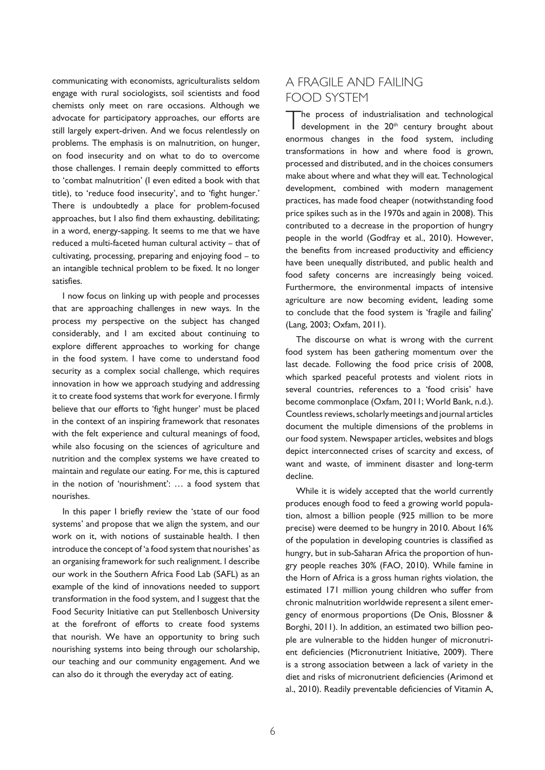communicating with economists, agriculturalists seldom engage with rural sociologists, soil scientists and food chemists only meet on rare occasions. Although we advocate for participatory approaches, our efforts are still largely expert-driven. And we focus relentlessly on problems. The emphasis is on malnutrition, on hunger, on food insecurity and on what to do to overcome those challenges. I remain deeply committed to efforts to 'combat malnutrition' (I even edited a book with that title), to 'reduce food insecurity', and to 'fight hunger.' There is undoubtedly a place for problem-focused approaches, but I also find them exhausting, debilitating; in a word, energy-sapping. It seems to me that we have reduced a multi-faceted human cultural activity – that of cultivating, processing, preparing and enjoying food – to an intangible technical problem to be fixed. It no longer satisfies.

I now focus on linking up with people and processes that are approaching challenges in new ways. In the process my perspective on the subject has changed considerably, and I am excited about continuing to explore different approaches to working for change in the food system. I have come to understand food security as a complex social challenge, which requires innovation in how we approach studying and addressing it to create food systems that work for everyone. I firmly believe that our efforts to 'fight hunger' must be placed in the context of an inspiring framework that resonates with the felt experience and cultural meanings of food, while also focusing on the sciences of agriculture and nutrition and the complex systems we have created to maintain and regulate our eating. For me, this is captured in the notion of 'nourishment': … a food system that nourishes.

In this paper I briefly review the 'state of our food systems' and propose that we align the system, and our work on it, with notions of sustainable health. I then introduce the concept of 'a food system that nourishes' as an organising framework for such realignment. I describe our work in the Southern Africa Food Lab (SAFL) as an example of the kind of innovations needed to support transformation in the food system, and I suggest that the Food Security Initiative can put Stellenbosch University at the forefront of efforts to create food systems that nourish. We have an opportunity to bring such nourishing systems into being through our scholarship, our teaching and our community engagement. And we can also do it through the everyday act of eating.

## A FRAGILE AND FAILING FOOD SYSTEM

The process of industrialisation and technological development in the 20th century brought about enormous changes in the food system, including transformations in how and where food is grown, processed and distributed, and in the choices consumers make about where and what they will eat. Technological development, combined with modern management practices, has made food cheaper (notwithstanding food price spikes such as in the 1970s and again in 2008). This contributed to a decrease in the proportion of hungry people in the world (Godfray et al., 2010). However, the benefits from increased productivity and efficiency have been unequally distributed, and public health and food safety concerns are increasingly being voiced. Furthermore, the environmental impacts of intensive agriculture are now becoming evident, leading some to conclude that the food system is 'fragile and failing' (Lang, 2003; Oxfam, 2011).

The discourse on what is wrong with the current food system has been gathering momentum over the last decade. Following the food price crisis of 2008, which sparked peaceful protests and violent riots in several countries, references to a 'food crisis' have become commonplace (Oxfam, 2011; World Bank, n.d.). Countless reviews, scholarly meetings and journal articles document the multiple dimensions of the problems in our food system. Newspaper articles, websites and blogs depict interconnected crises of scarcity and excess, of want and waste, of imminent disaster and long-term decline.

While it is widely accepted that the world currently produces enough food to feed a growing world population, almost a billion people (925 million to be more precise) were deemed to be hungry in 2010. About 16% of the population in developing countries is classified as hungry, but in sub-Saharan Africa the proportion of hungry people reaches 30% (FAO, 2010). While famine in the Horn of Africa is a gross human rights violation, the estimated 171 million young children who suffer from chronic malnutrition worldwide represent a silent emergency of enormous proportions (De Onis, Blossner & Borghi, 2011). In addition, an estimated two billion people are vulnerable to the hidden hunger of micronutrient deficiencies (Micronutrient Initiative, 2009). There is a strong association between a lack of variety in the diet and risks of micronutrient deficiencies (Arimond et al., 2010). Readily preventable deficiencies of Vitamin A,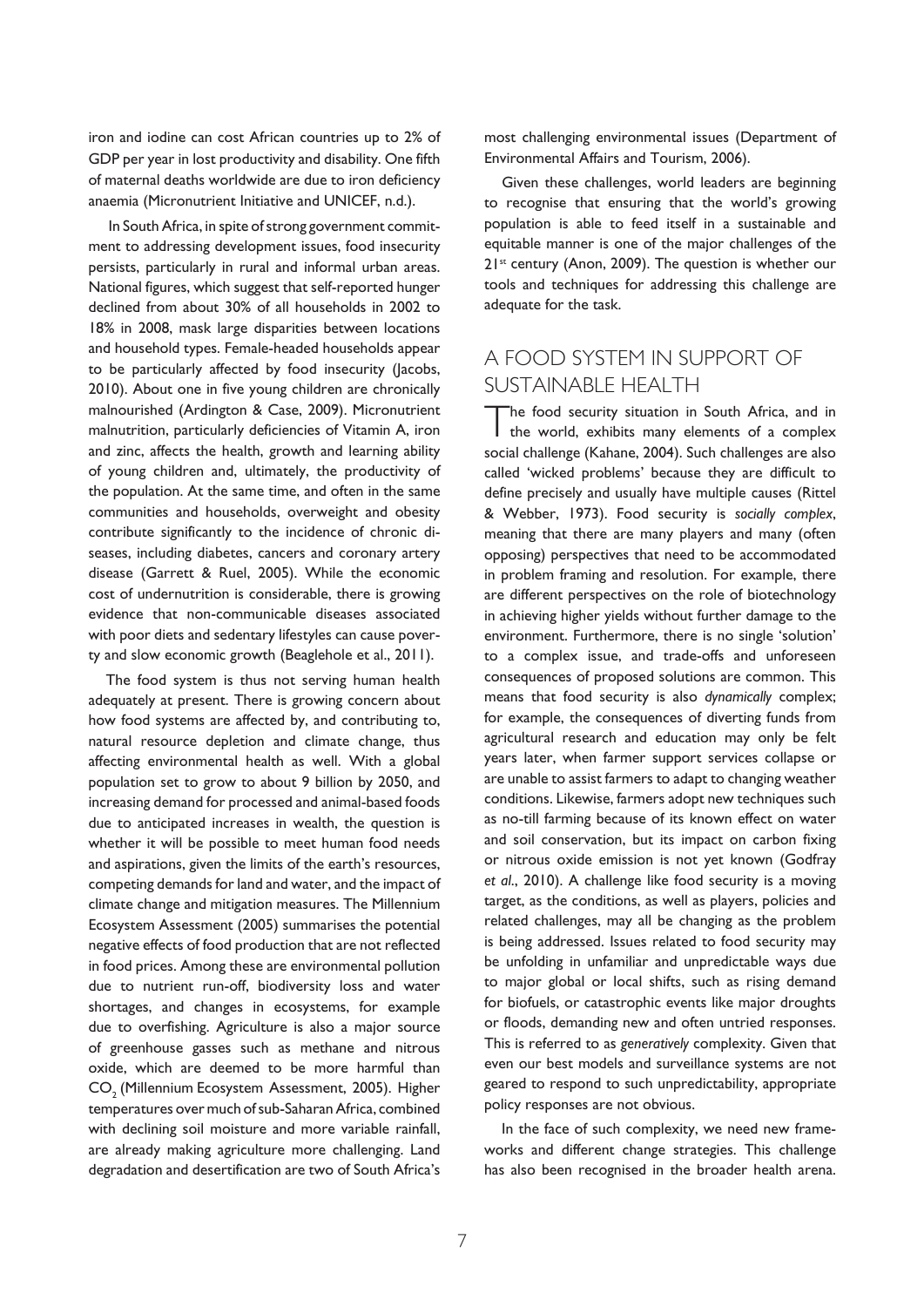iron and iodine can cost African countries up to 2% of GDP per year in lost productivity and disability. One fifth of maternal deaths worldwide are due to iron deficiency anaemia (Micronutrient Initiative and UNICEF, n.d.).

In South Africa, in spite of strong government commitment to addressing development issues, food insecurity persists, particularly in rural and informal urban areas. National figures, which suggest that self-reported hunger declined from about 30% of all households in 2002 to 18% in 2008, mask large disparities between locations and household types. Female-headed households appear to be particularly affected by food insecurity (Jacobs, 2010). About one in five young children are chronically malnourished (Ardington & Case, 2009). Micronutrient malnutrition, particularly deficiencies of Vitamin A, iron and zinc, affects the health, growth and learning ability of young children and, ultimately, the productivity of the population. At the same time, and often in the same communities and households, overweight and obesity contribute significantly to the incidence of chronic diseases, including diabetes, cancers and coronary artery disease (Garrett & Ruel, 2005). While the economic cost of undernutrition is considerable, there is growing evidence that non-communicable diseases associated with poor diets and sedentary lifestyles can cause poverty and slow economic growth (Beaglehole et al., 2011).

The food system is thus not serving human health adequately at present. There is growing concern about how food systems are affected by, and contributing to, natural resource depletion and climate change, thus affecting environmental health as well. With a global population set to grow to about 9 billion by 2050, and increasing demand for processed and animal-based foods due to anticipated increases in wealth, the question is whether it will be possible to meet human food needs and aspirations, given the limits of the earth's resources, competing demands for land and water, and the impact of climate change and mitigation measures. The Millennium Ecosystem Assessment (2005) summarises the potential negative effects of food production that are not reflected in food prices. Among these are environmental pollution due to nutrient run-off, biodiversity loss and water shortages, and changes in ecosystems, for example due to overfishing. Agriculture is also a major source of greenhouse gasses such as methane and nitrous oxide, which are deemed to be more harmful than $CO_2$ (Millennium Ecosystem Assessment, 2005). Higher temperatures over much of sub-Saharan Africa, combined with declining soil moisture and more variable rainfall, are already making agriculture more challenging. Land degradation and desertification are two of South Africa's most challenging environmental issues (Department of Environmental Affairs and Tourism, 2006).

Given these challenges, world leaders are beginning to recognise that ensuring that the world's growing population is able to feed itself in a sustainable and equitable manner is one of the major challenges of the 21st century (Anon, 2009). The question is whether our tools and techniques for addressing this challenge are adequate for the task.

## A FOOD SYSTEM IN SUPPORT OF SUSTAINABLE HEALTH

The food security situation in South Africa, and in the world, exhibits many elements of a complex social challenge (Kahane, 2004). Such challenges are also called 'wicked problems' because they are difficult to define precisely and usually have multiple causes (Rittel & Webber, 1973). Food security is *socially complex*, meaning that there are many players and many (often opposing) perspectives that need to be accommodated in problem framing and resolution. For example, there are different perspectives on the role of biotechnology in achieving higher yields without further damage to the environment. Furthermore, there is no single 'solution' to a complex issue, and trade-offs and unforeseen consequences of proposed solutions are common. This means that food security is also *dynamically* complex; for example, the consequences of diverting funds from agricultural research and education may only be felt years later, when farmer support services collapse or are unable to assist farmers to adapt to changing weather conditions. Likewise, farmers adopt new techniques such as no-till farming because of its known effect on water and soil conservation, but its impact on carbon fixing or nitrous oxide emission is not yet known (Godfray *et al*., 2010). A challenge like food security is a moving target, as the conditions, as well as players, policies and related challenges, may all be changing as the problem is being addressed. Issues related to food security may be unfolding in unfamiliar and unpredictable ways due to major global or local shifts, such as rising demand for biofuels, or catastrophic events like major droughts or floods, demanding new and often untried responses. This is referred to as *generatively* complexity. Given that even our best models and surveillance systems are not geared to respond to such unpredictability, appropriate policy responses are not obvious.

In the face of such complexity, we need new frameworks and different change strategies. This challenge has also been recognised in the broader health arena.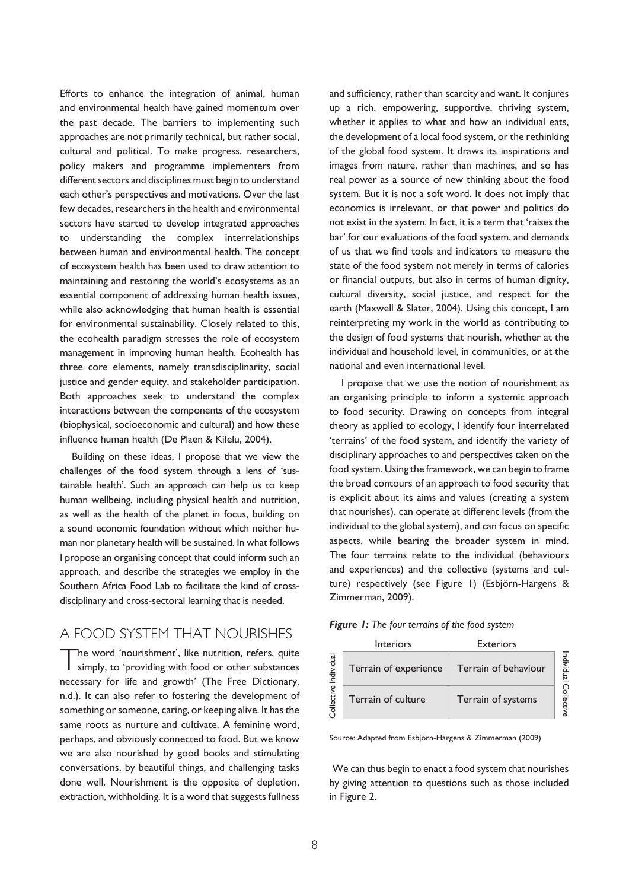Efforts to enhance the integration of animal, human and environmental health have gained momentum over the past decade. The barriers to implementing such approaches are not primarily technical, but rather social, cultural and political. To make progress, researchers, policy makers and programme implementers from different sectors and disciplines must begin to understand each other's perspectives and motivations. Over the last few decades, researchers in the health and environmental sectors have started to develop integrated approaches to understanding the complex interrelationships between human and environmental health. The concept of ecosystem health has been used to draw attention to maintaining and restoring the world's ecosystems as an essential component of addressing human health issues, while also acknowledging that human health is essential for environmental sustainability. Closely related to this, the ecohealth paradigm stresses the role of ecosystem management in improving human health. Ecohealth has three core elements, namely transdisciplinarity, social justice and gender equity, and stakeholder participation. Both approaches seek to understand the complex interactions between the components of the ecosystem (biophysical, socioeconomic and cultural) and how these influence human health (De Plaen & Kilelu, 2004).

Building on these ideas, I propose that we view the challenges of the food system through a lens of 'sustainable health'. Such an approach can help us to keep human wellbeing, including physical health and nutrition, as well as the health of the planet in focus, building on a sound economic foundation without which neither human nor planetary health will be sustained. In what follows I propose an organising concept that could inform such an approach, and describe the strategies we employ in the Southern Africa Food Lab to facilitate the kind of cross-disciplinary and cross-sectoral learning that is needed.

## A FOOD SYSTEM THAT NOURISHES

The word 'nourishment', like nutrition, refers, quite simply, to 'providing with food or other substances necessary for life and growth' (The Free Dictionary, n.d.). It can also refer to fostering the development of something or someone, caring, or keeping alive. It has the same roots as nurture and cultivate. A feminine word, perhaps, and obviously connected to food. But we know we are also nourished by good books and stimulating conversations, by beautiful things, and challenging tasks done well. Nourishment is the opposite of depletion, extraction, withholding. It is a word that suggests fullness and sufficiency, rather than scarcity and want. It conjures up a rich, empowering, supportive, thriving system, whether it applies to what and how an individual eats, the development of a local food system, or the rethinking of the global food system. It draws its inspirations and images from nature, rather than machines, and so has real power as a source of new thinking about the food system. But it is not a soft word. It does not imply that economics is irrelevant, or that power and politics do not exist in the system. In fact, it is a term that 'raises the bar' for our evaluations of the food system, and demands of us that we find tools and indicators to measure the state of the food system not merely in terms of calories or financial outputs, but also in terms of human dignity, cultural diversity, social justice, and respect for the earth (Maxwell & Slater, 2004). Using this concept, I am reinterpreting my work in the world as contributing to the design of food systems that nourish, whether at the individual and household level, in communities, or at the national and even international level.

I propose that we use the notion of nourishment as an organising principle to inform a systemic approach to food security. Drawing on concepts from integral theory as applied to ecology, I identify four interrelated 'terrains' of the food system, and identify the variety of disciplinary approaches to and perspectives taken on the food system. Using the framework, we can begin to frame the broad contours of an approach to food security that is explicit about its aims and values (creating a system that nourishes), can operate at different levels (from the individual to the global system), and can focus on specific aspects, while bearing the broader system in mind. The four terrains relate to the individual (behaviours and experiences) and the collective (systems and culture) respectively (see Figure 1) (Esbjörn-Hargens & Zimmerman, 2009).

***Figure 1:*** *The four terrains of the food system*

| | Interiors | Exteriors | |
|---|---|---|---|
| Individual | Terrain of experience | Terrain of behaviour | Individual |
| Collective | Terrain of culture | Terrain of systems | Collective |

Source: Adapted from Esbjörn-Hargens & Zimmerman (2009)

We can thus begin to enact a food system that nourishes by giving attention to questions such as those included in Figure 2.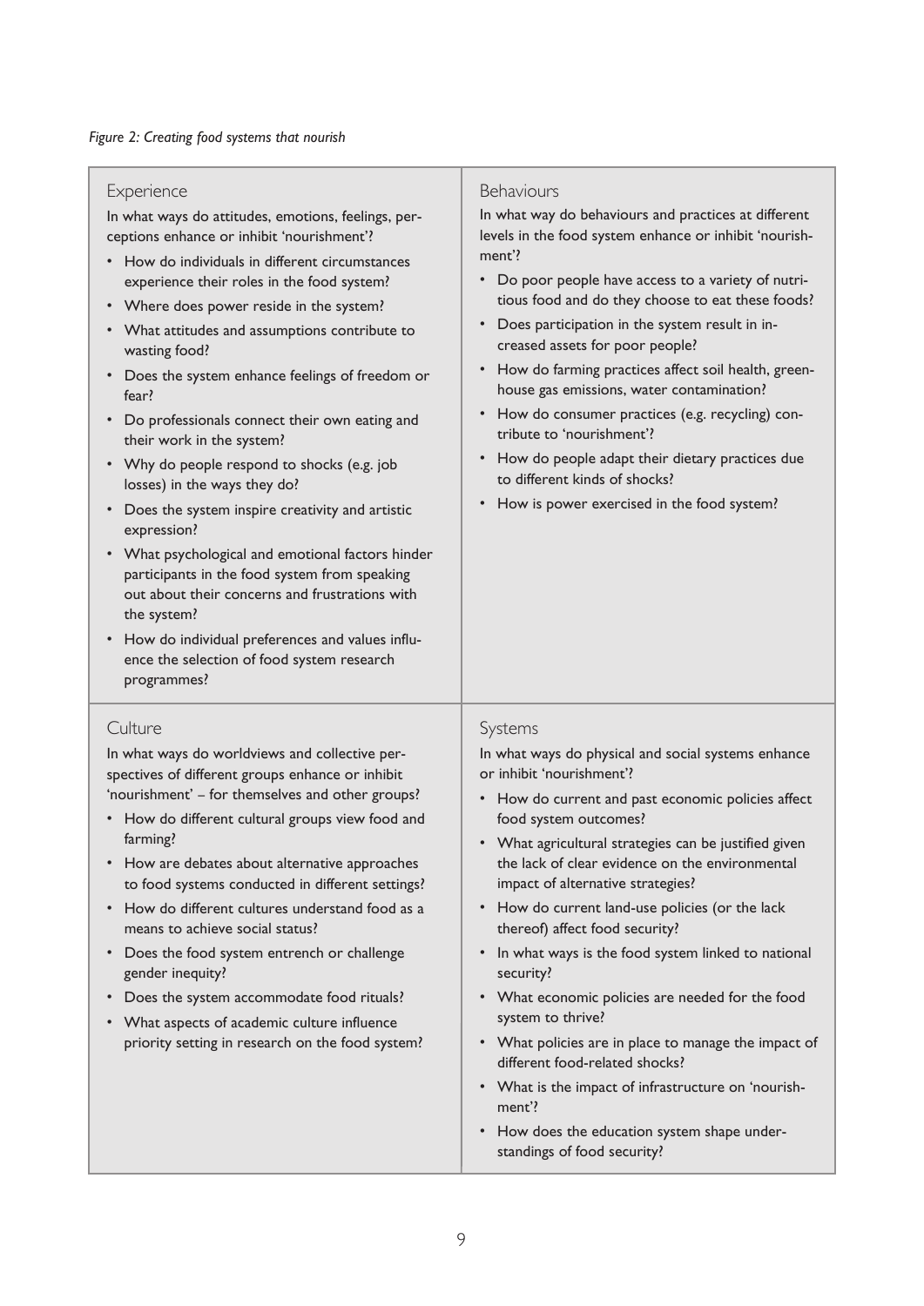*Figure 2: Creating food systems that nourish*

### Experience

In what ways do attitudes, emotions, feelings, perceptions enhance or inhibit 'nourishment'?

- How do individuals in different circumstances experience their roles in the food system?
- Where does power reside in the system?
- What attitudes and assumptions contribute to wasting food?
- Does the system enhance feelings of freedom or fear?
- Do professionals connect their own eating and their work in the system?
- Why do people respond to shocks (e.g. job losses) in the ways they do?
- Does the system inspire creativity and artistic expression?
- What psychological and emotional factors hinder participants in the food system from speaking out about their concerns and frustrations with the system?
- How do individual preferences and values influence the selection of food system research programmes?

### Behaviours

In what way do behaviours and practices at different levels in the food system enhance or inhibit 'nourishment'?

- Do poor people have access to a variety of nutritious food and do they choose to eat these foods?
- Does participation in the system result in increased assets for poor people?
- How do farming practices affect soil health, greenhouse gas emissions, water contamination?
- How do consumer practices (e.g. recycling) contribute to 'nourishment'?
- How do people adapt their dietary practices due to different kinds of shocks?
- How is power exercised in the food system?

### Culture

In what ways do worldviews and collective perspectives of different groups enhance or inhibit 'nourishment' – for themselves and other groups?

- How do different cultural groups view food and farming?
- How are debates about alternative approaches to food systems conducted in different settings?
- How do different cultures understand food as a means to achieve social status?
- Does the food system entrench or challenge gender inequity?
- Does the system accommodate food rituals?
- What aspects of academic culture influence priority setting in research on the food system?

### Systems

In what ways do physical and social systems enhance or inhibit 'nourishment'?

- How do current and past economic policies affect food system outcomes?
- What agricultural strategies can be justified given the lack of clear evidence on the environmental impact of alternative strategies?
- How do current land-use policies (or the lack thereof) affect food security?
- In what ways is the food system linked to national security?
- What economic policies are needed for the food system to thrive?
- What policies are in place to manage the impact of different food-related shocks?
- What is the impact of infrastructure on 'nourishment'?
- How does the education system shape understandings of food security?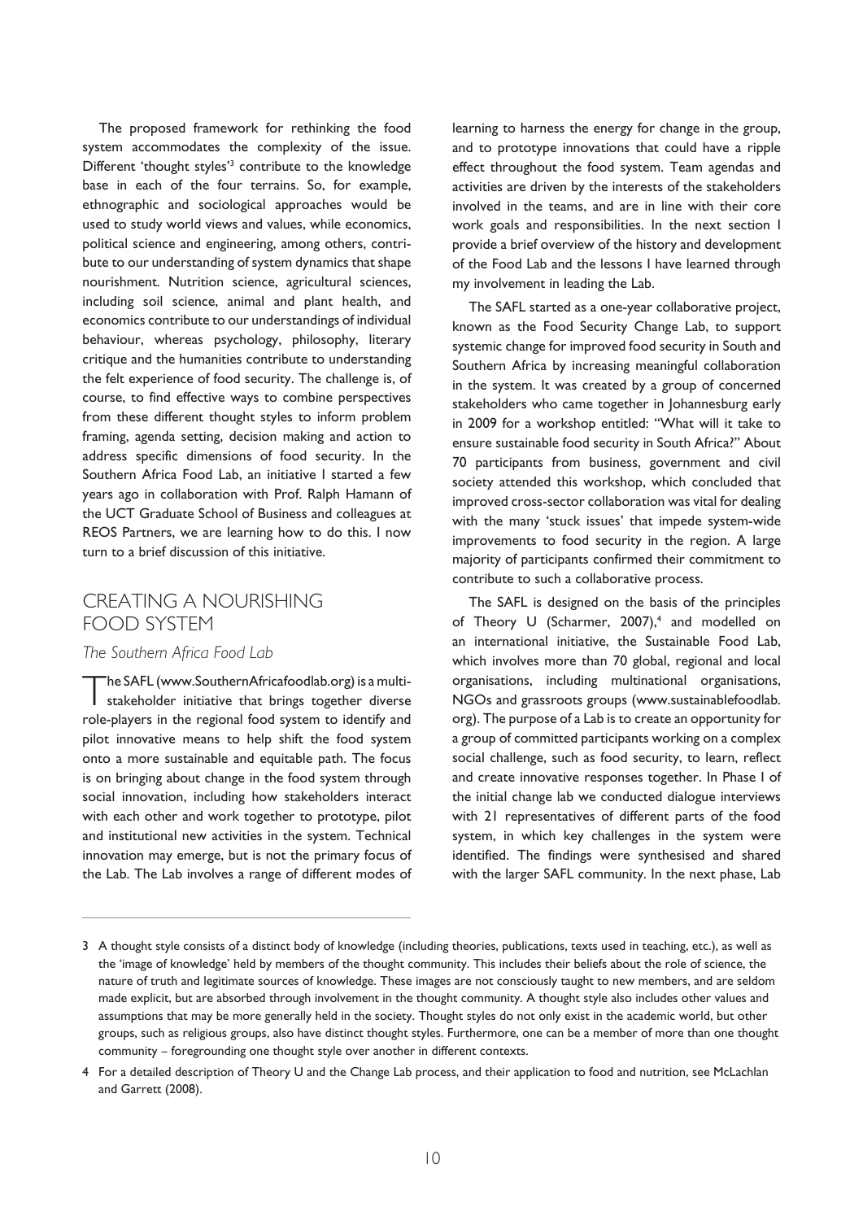The proposed framework for rethinking the food system accommodates the complexity of the issue. Different 'thought styles'[3] contribute to the knowledge base in each of the four terrains. So, for example, ethnographic and sociological approaches would be used to study world views and values, while economics, political science and engineering, among others, contribute to our understanding of system dynamics that shape nourishment. Nutrition science, agricultural sciences, including soil science, animal and plant health, and economics contribute to our understandings of individual behaviour, whereas psychology, philosophy, literary critique and the humanities contribute to understanding the felt experience of food security. The challenge is, of course, to find effective ways to combine perspectives from these different thought styles to inform problem framing, agenda setting, decision making and action to address specific dimensions of food security. In the Southern Africa Food Lab, an initiative I started a few years ago in collaboration with Prof. Ralph Hamann of the UCT Graduate School of Business and colleagues at REOS Partners, we are learning how to do this. I now turn to a brief discussion of this initiative.

## CREATING A NOURISHING FOOD SYSTEM

### *The Southern Africa Food Lab*

The SAFL (www.SouthernAfricafoodlab.org) is a multi-stakeholder initiative that brings together diverse role-players in the regional food system to identify and pilot innovative means to help shift the food system onto a more sustainable and equitable path. The focus is on bringing about change in the food system through social innovation, including how stakeholders interact with each other and work together to prototype, pilot and institutional new activities in the system. Technical innovation may emerge, but is not the primary focus of the Lab. The Lab involves a range of different modes of learning to harness the energy for change in the group, and to prototype innovations that could have a ripple effect throughout the food system. Team agendas and activities are driven by the interests of the stakeholders involved in the teams, and are in line with their core work goals and responsibilities. In the next section I provide a brief overview of the history and development of the Food Lab and the lessons I have learned through my involvement in leading the Lab.

The SAFL started as a one-year collaborative project, known as the Food Security Change Lab, to support systemic change for improved food security in South and Southern Africa by increasing meaningful collaboration in the system. It was created by a group of concerned stakeholders who came together in Johannesburg early in 2009 for a workshop entitled: "What will it take to ensure sustainable food security in South Africa?" About 70 participants from business, government and civil society attended this workshop, which concluded that improved cross-sector collaboration was vital for dealing with the many 'stuck issues' that impede system-wide improvements to food security in the region. A large majority of participants confirmed their commitment to contribute to such a collaborative process.

The SAFL is designed on the basis of the principles of Theory U (Scharmer, 2007),[4] and modelled on an international initiative, the Sustainable Food Lab, which involves more than 70 global, regional and local organisations, including multinational organisations, NGOs and grassroots groups (www.sustainablefoodlab.org). The purpose of a Lab is to create an opportunity for a group of committed participants working on a complex social challenge, such as food security, to learn, reflect and create innovative responses together. In Phase I of the initial change lab we conducted dialogue interviews with 21 representatives of different parts of the food system, in which key challenges in the system were identified. The findings were synthesised and shared with the larger SAFL community. In the next phase, Lab

---

3 A thought style consists of a distinct body of knowledge (including theories, publications, texts used in teaching, etc.), as well as the 'image of knowledge' held by members of the thought community. This includes their beliefs about the role of science, the nature of truth and legitimate sources of knowledge. These images are not consciously taught to new members, and are seldom made explicit, but are absorbed through involvement in the thought community. A thought style also includes other values and assumptions that may be more generally held in the society. Thought styles do not only exist in the academic world, but other groups, such as religious groups, also have distinct thought styles. Furthermore, one can be a member of more than one thought community – foregrounding one thought style over another in different contexts.

4 For a detailed description of Theory U and the Change Lab process, and their application to food and nutrition, see McLachlan and Garrett (2008).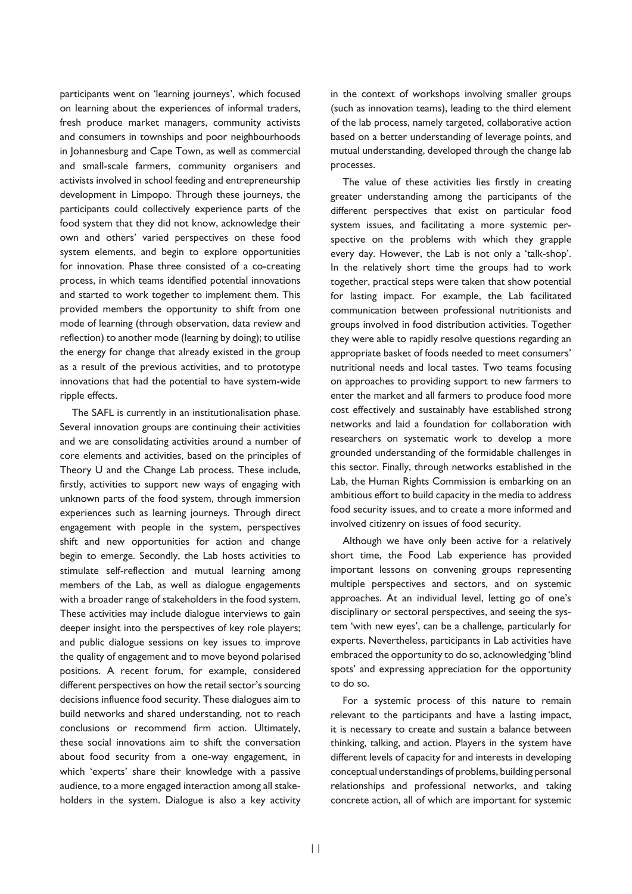participants went on 'learning journeys', which focused on learning about the experiences of informal traders, fresh produce market managers, community activists and consumers in townships and poor neighbourhoods in Johannesburg and Cape Town, as well as commercial and small-scale farmers, community organisers and activists involved in school feeding and entrepreneurship development in Limpopo. Through these journeys, the participants could collectively experience parts of the food system that they did not know, acknowledge their own and others' varied perspectives on these food system elements, and begin to explore opportunities for innovation. Phase three consisted of a co-creating process, in which teams identified potential innovations and started to work together to implement them. This provided members the opportunity to shift from one mode of learning (through observation, data review and reflection) to another mode (learning by doing); to utilise the energy for change that already existed in the group as a result of the previous activities, and to prototype innovations that had the potential to have system-wide ripple effects.

The SAFL is currently in an institutionalisation phase. Several innovation groups are continuing their activities and we are consolidating activities around a number of core elements and activities, based on the principles of Theory U and the Change Lab process. These include, firstly, activities to support new ways of engaging with unknown parts of the food system, through immersion experiences such as learning journeys. Through direct engagement with people in the system, perspectives shift and new opportunities for action and change begin to emerge. Secondly, the Lab hosts activities to stimulate self-reflection and mutual learning among members of the Lab, as well as dialogue engagements with a broader range of stakeholders in the food system. These activities may include dialogue interviews to gain deeper insight into the perspectives of key role players; and public dialogue sessions on key issues to improve the quality of engagement and to move beyond polarised positions. A recent forum, for example, considered different perspectives on how the retail sector's sourcing decisions influence food security. These dialogues aim to build networks and shared understanding, not to reach conclusions or recommend firm action. Ultimately, these social innovations aim to shift the conversation about food security from a one-way engagement, in which 'experts' share their knowledge with a passive audience, to a more engaged interaction among all stakeholders in the system. Dialogue is also a key activity in the context of workshops involving smaller groups (such as innovation teams), leading to the third element of the lab process, namely targeted, collaborative action based on a better understanding of leverage points, and mutual understanding, developed through the change lab processes.

The value of these activities lies firstly in creating greater understanding among the participants of the different perspectives that exist on particular food system issues, and facilitating a more systemic perspective on the problems with which they grapple every day. However, the Lab is not only a 'talk-shop'. In the relatively short time the groups had to work together, practical steps were taken that show potential for lasting impact. For example, the Lab facilitated communication between professional nutritionists and groups involved in food distribution activities. Together they were able to rapidly resolve questions regarding an appropriate basket of foods needed to meet consumers' nutritional needs and local tastes. Two teams focusing on approaches to providing support to new farmers to enter the market and all farmers to produce food more cost effectively and sustainably have established strong networks and laid a foundation for collaboration with researchers on systematic work to develop a more grounded understanding of the formidable challenges in this sector. Finally, through networks established in the Lab, the Human Rights Commission is embarking on an ambitious effort to build capacity in the media to address food security issues, and to create a more informed and involved citizenry on issues of food security.

Although we have only been active for a relatively short time, the Food Lab experience has provided important lessons on convening groups representing multiple perspectives and sectors, and on systemic approaches. At an individual level, letting go of one's disciplinary or sectoral perspectives, and seeing the system 'with new eyes', can be a challenge, particularly for experts. Nevertheless, participants in Lab activities have embraced the opportunity to do so, acknowledging 'blind spots' and expressing appreciation for the opportunity to do so.

For a systemic process of this nature to remain relevant to the participants and have a lasting impact, it is necessary to create and sustain a balance between thinking, talking, and action. Players in the system have different levels of capacity for and interests in developing conceptual understandings of problems, building personal relationships and professional networks, and taking concrete action, all of which are important for systemic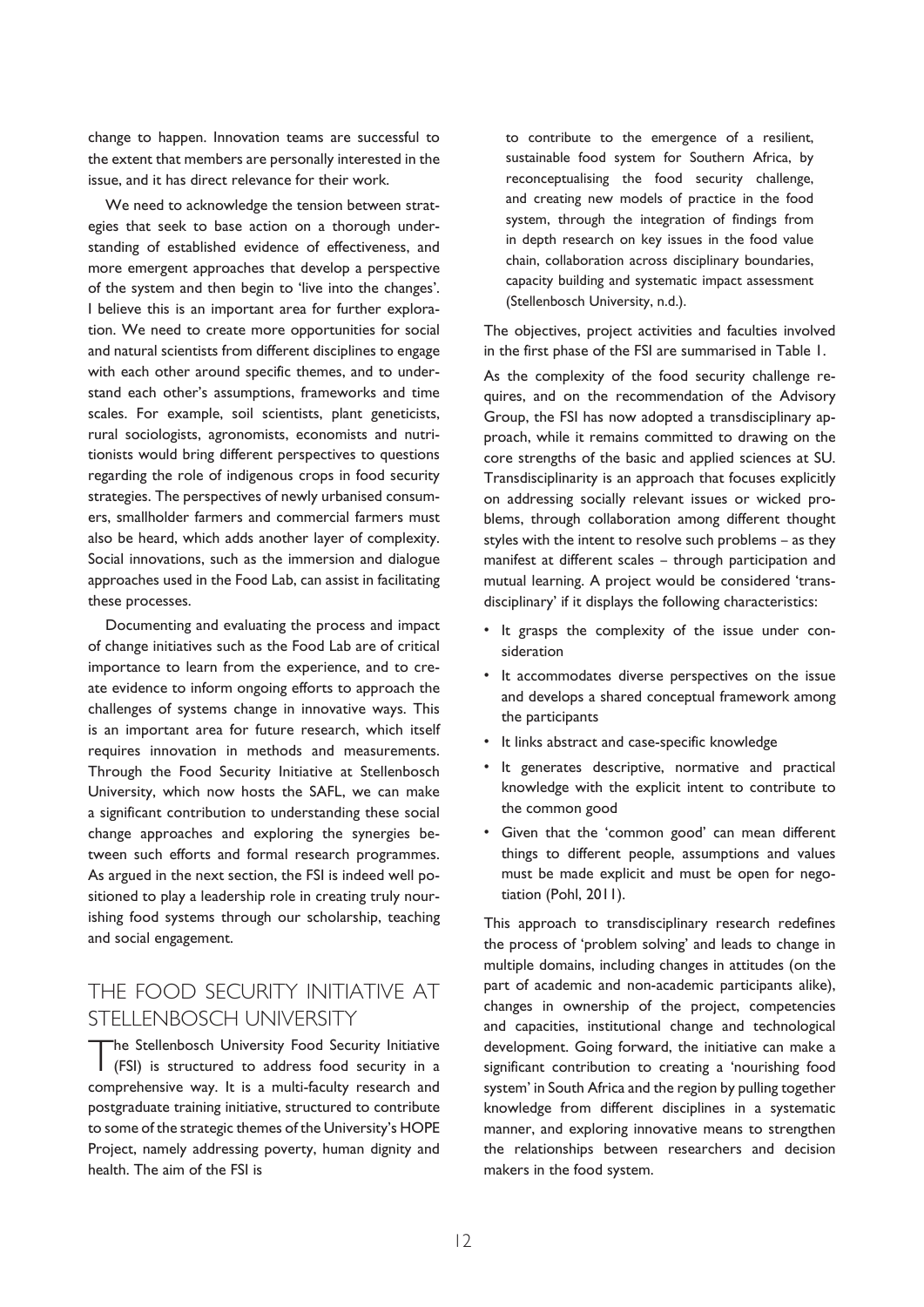change to happen. Innovation teams are successful to the extent that members are personally interested in the issue, and it has direct relevance for their work.

We need to acknowledge the tension between strategies that seek to base action on a thorough understanding of established evidence of effectiveness, and more emergent approaches that develop a perspective of the system and then begin to 'live into the changes'. I believe this is an important area for further exploration. We need to create more opportunities for social and natural scientists from different disciplines to engage with each other around specific themes, and to understand each other's assumptions, frameworks and time scales. For example, soil scientists, plant geneticists, rural sociologists, agronomists, economists and nutritionists would bring different perspectives to questions regarding the role of indigenous crops in food security strategies. The perspectives of newly urbanised consumers, smallholder farmers and commercial farmers must also be heard, which adds another layer of complexity. Social innovations, such as the immersion and dialogue approaches used in the Food Lab, can assist in facilitating these processes.

Documenting and evaluating the process and impact of change initiatives such as the Food Lab are of critical importance to learn from the experience, and to create evidence to inform ongoing efforts to approach the challenges of systems change in innovative ways. This is an important area for future research, which itself requires innovation in methods and measurements. Through the Food Security Initiative at Stellenbosch University, which now hosts the SAFL, we can make a significant contribution to understanding these social change approaches and exploring the synergies between such efforts and formal research programmes. As argued in the next section, the FSI is indeed well positioned to play a leadership role in creating truly nourishing food systems through our scholarship, teaching and social engagement.

## THE FOOD SECURITY INITIATIVE AT STELLENBOSCH UNIVERSITY

The Stellenbosch University Food Security Initiative (FSI) is structured to address food security in a comprehensive way. It is a multi-faculty research and postgraduate training initiative, structured to contribute to some of the strategic themes of the University's HOPE Project, namely addressing poverty, human dignity and health. The aim of the FSI is

> to contribute to the emergence of a resilient, sustainable food system for Southern Africa, by reconceptualising the food security challenge, and creating new models of practice in the food system, through the integration of findings from in depth research on key issues in the food value chain, collaboration across disciplinary boundaries, capacity building and systematic impact assessment (Stellenbosch University, n.d.).

The objectives, project activities and faculties involved in the first phase of the FSI are summarised in Table 1.

As the complexity of the food security challenge requires, and on the recommendation of the Advisory Group, the FSI has now adopted a transdisciplinary approach, while it remains committed to drawing on the core strengths of the basic and applied sciences at SU. Transdisciplinarity is an approach that focuses explicitly on addressing socially relevant issues or wicked problems, through collaboration among different thought styles with the intent to resolve such problems – as they manifest at different scales – through participation and mutual learning. A project would be considered 'transdisciplinary' if it displays the following characteristics:

- It grasps the complexity of the issue under consideration
- It accommodates diverse perspectives on the issue and develops a shared conceptual framework among the participants
- It links abstract and case-specific knowledge
- It generates descriptive, normative and practical knowledge with the explicit intent to contribute to the common good
- Given that the 'common good' can mean different things to different people, assumptions and values must be made explicit and must be open for negotiation (Pohl, 2011).

This approach to transdisciplinary research redefines the process of 'problem solving' and leads to change in multiple domains, including changes in attitudes (on the part of academic and non-academic participants alike), changes in ownership of the project, competencies and capacities, institutional change and technological development. Going forward, the initiative can make a significant contribution to creating a 'nourishing food system' in South Africa and the region by pulling together knowledge from different disciplines in a systematic manner, and exploring innovative means to strengthen the relationships between researchers and decision makers in the food system.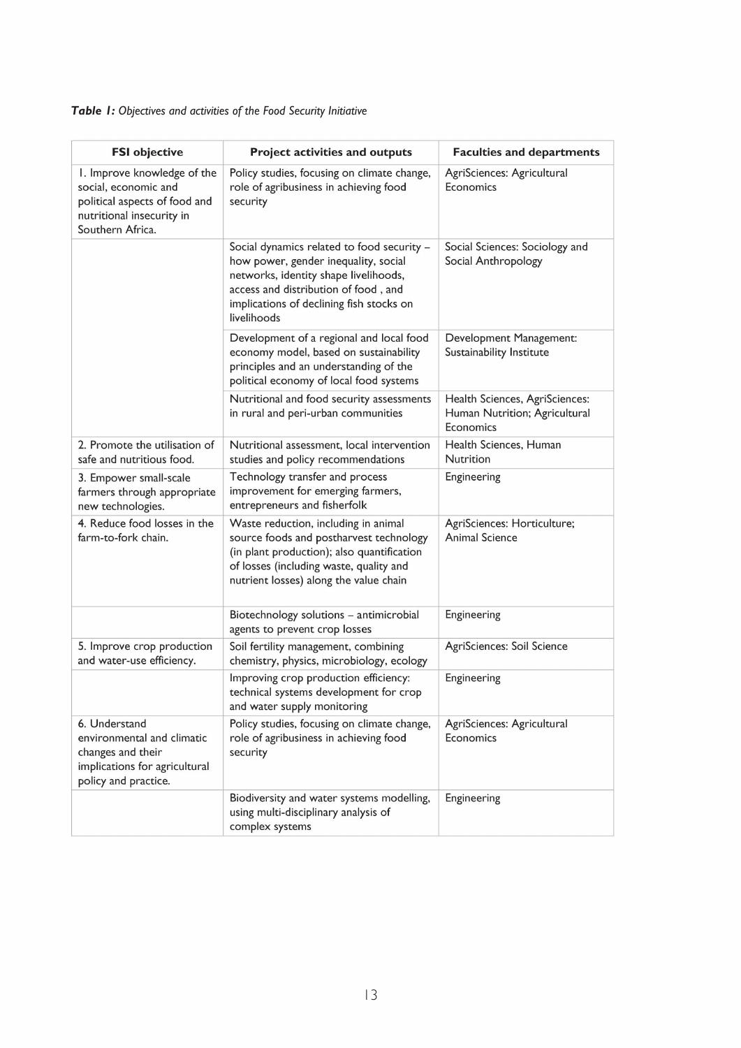***Table 1:*** *Objectives and activities of the Food Security Initiative*

| FSI objective | Project activities and outputs | Faculties and departments |
|---|---|---|
| 1. Improve knowledge of the social, economic and political aspects of food and nutritional insecurity in Southern Africa. | Policy studies, focusing on climate change, role of agribusiness in achieving food security | AgriSciences: Agricultural Economics |
| | Social dynamics related to food security – how power, gender inequality, social networks, identity shape livelihoods, access and distribution of food , and implications of declining fish stocks on livelihoods | Social Sciences: Sociology and Social Anthropology |
| | Development of a regional and local food economy model, based on sustainability principles and an understanding of the political economy of local food systems | Development Management: Sustainability Institute |
| | Nutritional and food security assessments in rural and peri-urban communities | Health Sciences, AgriSciences: Human Nutrition; Agricultural Economics |
| 2. Promote the utilisation of safe and nutritious food. | Nutritional assessment, local intervention studies and policy recommendations | Health Sciences, Human Nutrition |
| 3. Empower small-scale farmers through appropriate new technologies. | Technology transfer and process improvement for emerging farmers, entrepreneurs and fisherfolk | Engineering |
| 4. Reduce food losses in the farm-to-fork chain. | Waste reduction, including in animal source foods and postharvest technology (in plant production); also quantification of losses (including waste, quality and nutrient losses) along the value chain | AgriSciences: Horticulture; Animal Science |
| | Biotechnology solutions – antimicrobial agents to prevent crop losses | Engineering |
| 5. Improve crop production and water-use efficiency. | Soil fertility management, combining chemistry, physics, microbiology, ecology | AgriSciences: Soil Science |
| | Improving crop production efficiency: technical systems development for crop and water supply monitoring | Engineering |
| 6. Understand environmental and climatic changes and their implications for agricultural policy and practice. | Policy studies, focusing on climate change, role of agribusiness in achieving food security | AgriSciences: Agricultural Economics |
| | Biodiversity and water systems modelling, using multi-disciplinary analysis of complex systems | Engineering |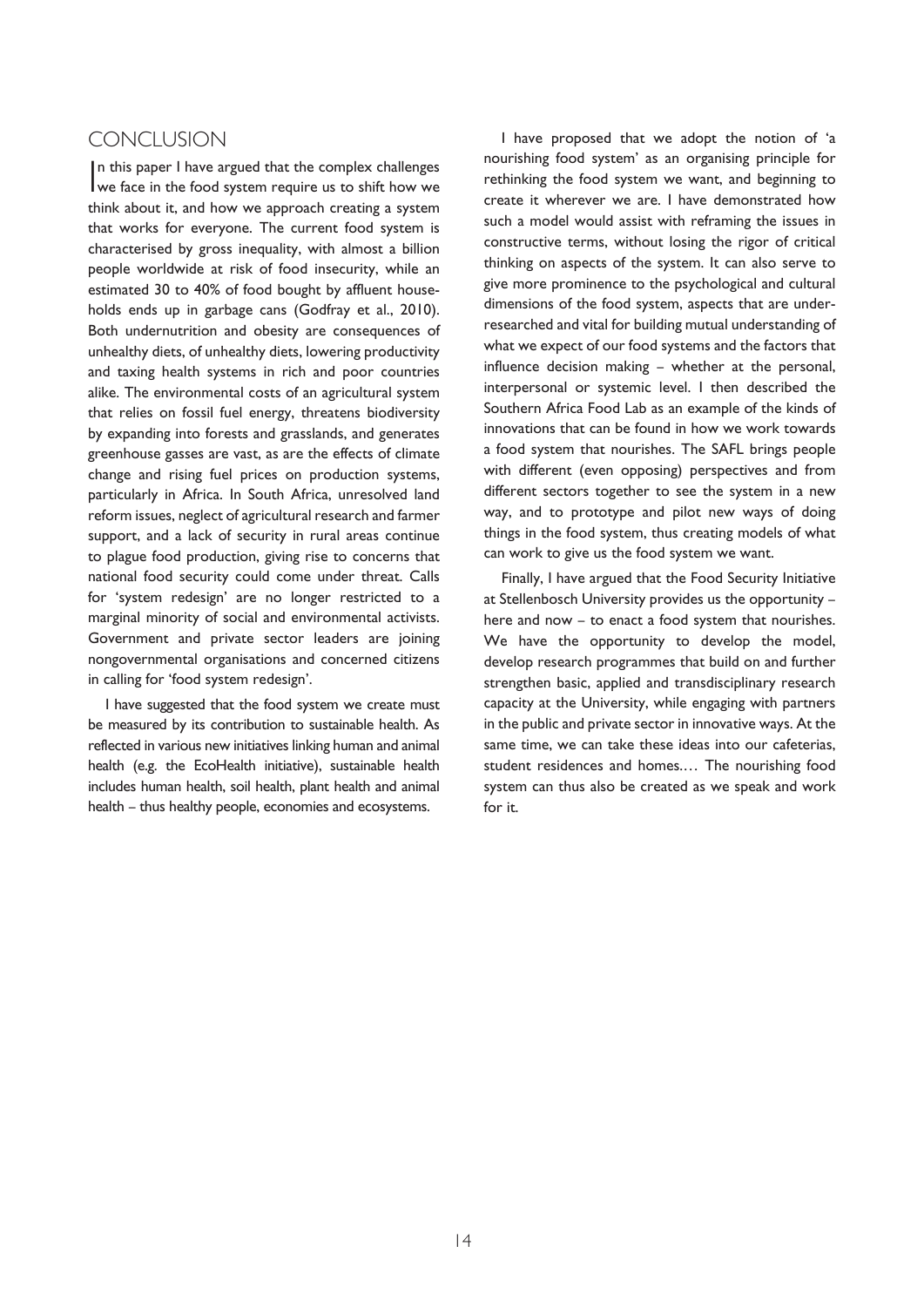## CONCLUSION

In this paper I have argued that the complex challenges we face in the food system require us to shift how we think about it, and how we approach creating a system that works for everyone. The current food system is characterised by gross inequality, with almost a billion people worldwide at risk of food insecurity, while an estimated 30 to 40% of food bought by affluent households ends up in garbage cans (Godfray et al., 2010). Both undernutrition and obesity are consequences of unhealthy diets, of unhealthy diets, lowering productivity and taxing health systems in rich and poor countries alike. The environmental costs of an agricultural system that relies on fossil fuel energy, threatens biodiversity by expanding into forests and grasslands, and generates greenhouse gasses are vast, as are the effects of climate change and rising fuel prices on production systems, particularly in Africa. In South Africa, unresolved land reform issues, neglect of agricultural research and farmer support, and a lack of security in rural areas continue to plague food production, giving rise to concerns that national food security could come under threat. Calls for 'system redesign' are no longer restricted to a marginal minority of social and environmental activists. Government and private sector leaders are joining nongovernmental organisations and concerned citizens in calling for 'food system redesign'.

I have suggested that the food system we create must be measured by its contribution to sustainable health. As reflected in various new initiatives linking human and animal health (e.g. the EcoHealth initiative), sustainable health includes human health, soil health, plant health and animal health – thus healthy people, economies and ecosystems.

I have proposed that we adopt the notion of 'a nourishing food system' as an organising principle for rethinking the food system we want, and beginning to create it wherever we are. I have demonstrated how such a model would assist with reframing the issues in constructive terms, without losing the rigor of critical thinking on aspects of the system. It can also serve to give more prominence to the psychological and cultural dimensions of the food system, aspects that are under-researched and vital for building mutual understanding of what we expect of our food systems and the factors that influence decision making – whether at the personal, interpersonal or systemic level. I then described the Southern Africa Food Lab as an example of the kinds of innovations that can be found in how we work towards a food system that nourishes. The SAFL brings people with different (even opposing) perspectives and from different sectors together to see the system in a new way, and to prototype and pilot new ways of doing things in the food system, thus creating models of what can work to give us the food system we want.

Finally, I have argued that the Food Security Initiative at Stellenbosch University provides us the opportunity – here and now – to enact a food system that nourishes. We have the opportunity to develop the model, develop research programmes that build on and further strengthen basic, applied and transdisciplinary research capacity at the University, while engaging with partners in the public and private sector in innovative ways. At the same time, we can take these ideas into our cafeterias, student residences and homes.… The nourishing food system can thus also be created as we speak and work for it.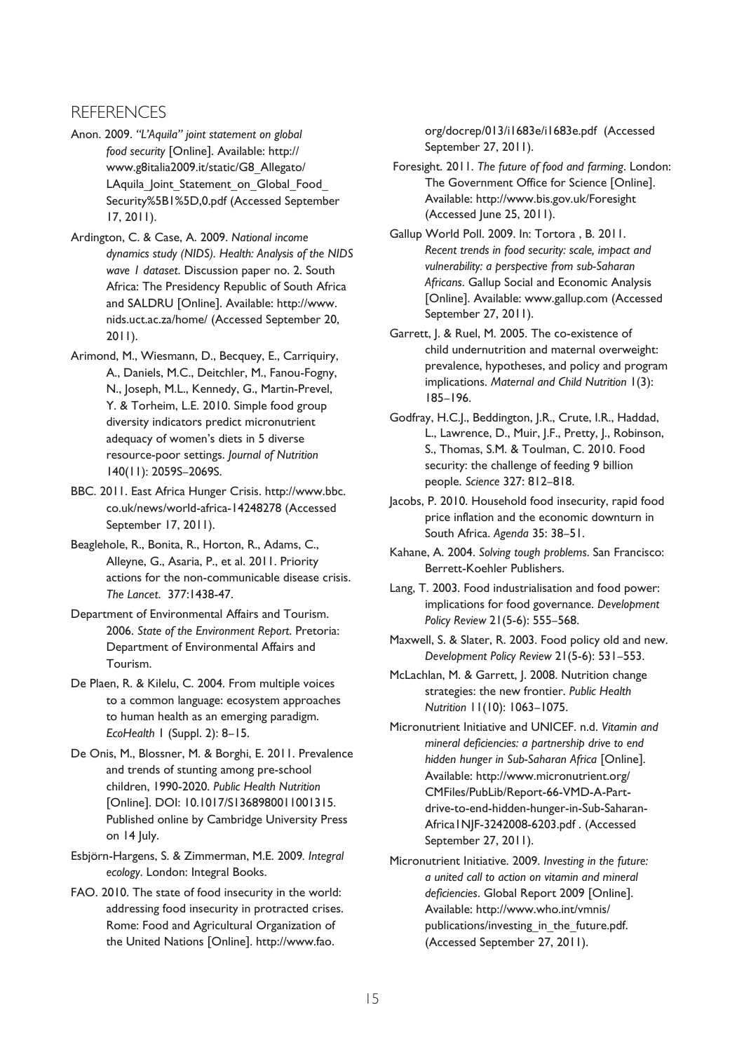## REFERENCES

Anon. 2009. *"L'Aquila" joint statement on global food security* [Online]. Available: http://www.g8italia2009.it/static/G8_Allegato/LAquila_Joint_Statement_on_Global_Food_Security%5B1%5D,0.pdf (Accessed September 17, 2011).

Ardington, C. & Case, A. 2009. *National income dynamics study (NIDS). Health: Analysis of the NIDS wave 1 dataset*. Discussion paper no. 2. South Africa: The Presidency Republic of South Africa and SALDRU [Online]. Available: http://www.nids.uct.ac.za/home/ (Accessed September 20, 2011).

Arimond, M., Wiesmann, D., Becquey, E., Carriquiry, A., Daniels, M.C., Deitchler, M., Fanou-Fogny, N., Joseph, M.L., Kennedy, G., Martin-Prevel, Y. & Torheim, L.E. 2010. Simple food group diversity indicators predict micronutrient adequacy of women's diets in 5 diverse resource-poor settings. *Journal of Nutrition* 140(11): 2059S–2069S.

BBC. 2011. East Africa Hunger Crisis. http://www.bbc.co.uk/news/world-africa-14248278 (Accessed September 17, 2011).

Beaglehole, R., Bonita, R., Horton, R., Adams, C., Alleyne, G., Asaria, P., et al. 2011. Priority actions for the non-communicable disease crisis. *The Lancet*. 377:1438-47.

Department of Environmental Affairs and Tourism. 2006. *State of the Environment Report*. Pretoria: Department of Environmental Affairs and Tourism.

De Plaen, R. & Kilelu, C. 2004. From multiple voices to a common language: ecosystem approaches to human health as an emerging paradigm. *EcoHealth* 1 (Suppl. 2): 8–15.

De Onis, M., Blossner, M. & Borghi, E. 2011. Prevalence and trends of stunting among pre-school children, 1990-2020. *Public Health Nutrition* [Online]. DOI: 10.1017/S1368980011001315. Published online by Cambridge University Press on 14 July.

Esbjörn-Hargens, S. & Zimmerman, M.E. 2009. *Integral ecology*. London: Integral Books.

FAO. 2010. The state of food insecurity in the world: addressing food insecurity in protracted crises. Rome: Food and Agricultural Organization of the United Nations [Online]. http://www.fao.org/docrep/013/i1683e/i1683e.pdf (Accessed September 27, 2011).

Foresight. 2011. *The future of food and farming*. London: The Government Office for Science [Online]. Available: http://www.bis.gov.uk/Foresight (Accessed June 25, 2011).

Gallup World Poll. 2009. In: Tortora , B. 2011. *Recent trends in food security: scale, impact and vulnerability: a perspective from sub-Saharan Africans*. Gallup Social and Economic Analysis [Online]. Available: www.gallup.com (Accessed September 27, 2011).

Garrett, J. & Ruel, M. 2005. The co-existence of child undernutrition and maternal overweight: prevalence, hypotheses, and policy and program implications. *Maternal and Child Nutrition* 1(3): 185–196.

Godfray, H.C.J., Beddington, J.R., Crute, I.R., Haddad, L., Lawrence, D., Muir, J.F., Pretty, J., Robinson, S., Thomas, S.M. & Toulman, C. 2010. Food security: the challenge of feeding 9 billion people. *Science* 327: 812–818.

Jacobs, P. 2010. Household food insecurity, rapid food price inflation and the economic downturn in South Africa. *Agenda* 35: 38–51.

Kahane, A. 2004. *Solving tough problems*. San Francisco: Berrett-Koehler Publishers.

Lang, T. 2003. Food industrialisation and food power: implications for food governance. *Development Policy Review* 21(5-6): 555–568.

Maxwell, S. & Slater, R. 2003. Food policy old and new. *Development Policy Review* 21(5-6): 531–553.

McLachlan, M. & Garrett, J. 2008. Nutrition change strategies: the new frontier. *Public Health Nutrition* 11(10): 1063–1075.

Micronutrient Initiative and UNICEF. n.d. *Vitamin and mineral deficiencies: a partnership drive to end hidden hunger in Sub-Saharan Africa* [Online]. Available: http://www.micronutrient.org/CMFiles/PubLib/Report-66-VMD-A-Part-drive-to-end-hidden-hunger-in-Sub-Saharan-Africa1NJF-3242008-6203.pdf . (Accessed September 27, 2011).

Micronutrient Initiative. 2009. *Investing in the future: a united call to action on vitamin and mineral deficiencies*. Global Report 2009 [Online]. Available: http://www.who.int/vmnis/publications/investing_in_the_future.pdf. (Accessed September 27, 2011).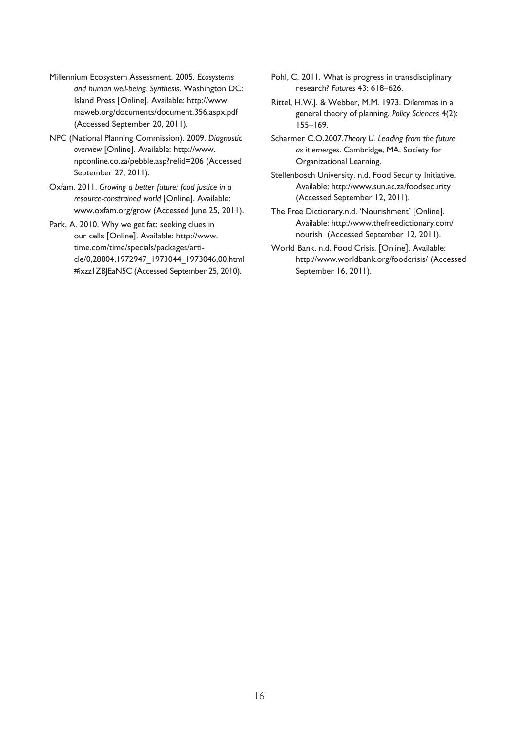Millennium Ecosystem Assessment. 2005. *Ecosystems and human well-being. Synthesis*. Washington DC: Island Press [Online]. Available: http://www.maweb.org/documents/document.356.aspx.pdf (Accessed September 20, 2011).

NPC (National Planning Commission). 2009. *Diagnostic overview* [Online]. Available: http://www.npconline.co.za/pebble.asp?relid=206 (Accessed September 27, 2011).

Oxfam. 2011. *Growing a better future: food justice in a resource-constrained world* [Online]. Available: www.oxfam.org/grow (Accessed June 25, 2011).

Park, A. 2010. Why we get fat: seeking clues in our cells [Online]. Available: http://www.time.com/time/specials/packages/article/0,28804,1972947_1973044_1973046,00.html#ixzz1ZBJEaN5C (Accessed September 25, 2010).

Pohl, C. 2011. What is progress in transdisciplinary research? *Futures* 43: 618–626.

Rittel, H.W.J. & Webber, M.M. 1973. Dilemmas in a general theory of planning. *Policy Sciences* 4(2): 155–169.

Scharmer C.O.2007.*Theory U. Leading from the future as it emerges*. Cambridge, MA. Society for Organizational Learning.

Stellenbosch University. n.d. Food Security Initiative. Available: http://www.sun.ac.za/foodsecurity (Accessed September 12, 2011).

The Free Dictionary.n.d. 'Nourishment' [Online]. Available: http://www.thefreedictionary.com/nourish (Accessed September 12, 2011).

World Bank. n.d. Food Crisis. [Online]. Available: http://www.worldbank.org/foodcrisis/ (Accessed September 16, 2011).